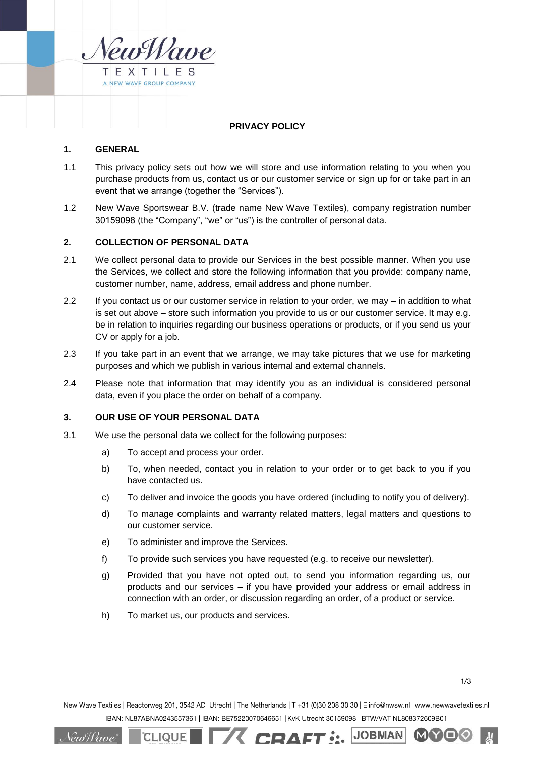# PRIVACY POLICY

## 1. GENERAL

1.1 This privacy policy sets out how we will store and use information relating to you when you purchase products from us, contact us or our customer service or sign up for or take part in an event that we arrange (together the "Services").

1.2 New Wave Sportswear B.V. (trade name New Wave Textiles), company registration number 30159098 (the "Company", "we" or "us") is the controller of personal data.

## 2. COLLECTION OF PERSONAL DATA

2.1 We collect personal data to provide our Services in the best possible manner. When you use the Services, we collect and store the following information that you provide: company name, customer number, name, address, email address and phone number.

2.2 If you contact us or our customer service in relation to your order, we may – in addition to what is set out above – store such information you provide to us or our customer service. It may e.g. be in relation to inquiries regarding our business operations or products, or if you send us your CV or apply for a job.

2.3 If you take part in an event that we arrange, we may take pictures that we use for marketing purposes and which we publish in various internal and external channels.

2.4 Please note that information that may identify you as an individual is considered personal data, even if you place the order on behalf of a company.

## 3. OUR USE OF YOUR PERSONAL DATA

3.1 We use the personal data we collect for the following purposes:

a) To accept and process your order.

b) To, when needed, contact you in relation to your order or to get back to you if you have contacted us.

c) To deliver and invoice the goods you have ordered (including to notify you of delivery).

d) To manage complaints and warranty related matters, legal matters and questions to our customer service.

e) To administer and improve the Services.

f) To provide such services you have requested (e.g. to receive our newsletter).

g) Provided that you have not opted out, to send you information regarding us, our products and our services – if you have provided your address or email address in connection with an order, or discussion regarding an order, of a product or service.

h) To market us, our products and services.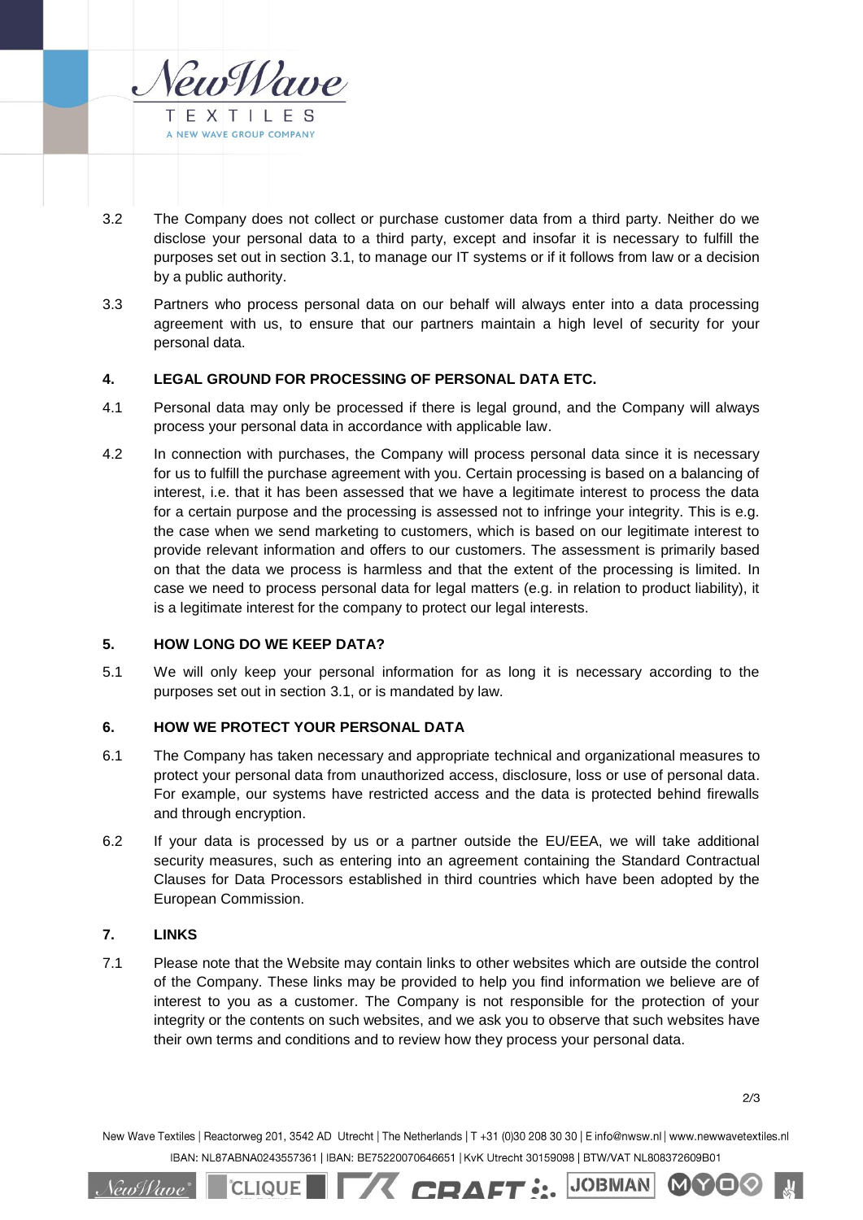3.2 The Company does not collect or purchase customer data from a third party. Neither do we disclose your personal data to a third party, except and insofar it is necessary to fulfill the purposes set out in section 3.1, to manage our IT systems or if it follows from law or a decision by a public authority.

3.3 Partners who process personal data on our behalf will always enter into a data processing agreement with us, to ensure that our partners maintain a high level of security for your personal data.

## 4. LEGAL GROUND FOR PROCESSING OF PERSONAL DATA ETC.

4.1 Personal data may only be processed if there is legal ground, and the Company will always process your personal data in accordance with applicable law.

4.2 In connection with purchases, the Company will process personal data since it is necessary for us to fulfill the purchase agreement with you. Certain processing is based on a balancing of interest, i.e. that it has been assessed that we have a legitimate interest to process the data for a certain purpose and the processing is assessed not to infringe your integrity. This is e.g. the case when we send marketing to customers, which is based on our legitimate interest to provide relevant information and offers to our customers. The assessment is primarily based on that the data we process is harmless and that the extent of the processing is limited. In case we need to process personal data for legal matters (e.g. in relation to product liability), it is a legitimate interest for the company to protect our legal interests.

## 5. HOW LONG DO WE KEEP DATA?

5.1 We will only keep your personal information for as long it is necessary according to the purposes set out in section 3.1, or is mandated by law.

## 6. HOW WE PROTECT YOUR PERSONAL DATA

6.1 The Company has taken necessary and appropriate technical and organizational measures to protect your personal data from unauthorized access, disclosure, loss or use of personal data. For example, our systems have restricted access and the data is protected behind firewalls and through encryption.

6.2 If your data is processed by us or a partner outside the EU/EEA, we will take additional security measures, such as entering into an agreement containing the Standard Contractual Clauses for Data Processors established in third countries which have been adopted by the European Commission.

## 7. LINKS

7.1 Please note that the Website may contain links to other websites which are outside the control of the Company. These links may be provided to help you find information we believe are of interest to you as a customer. The Company is not responsible for the protection of your integrity or the contents on such websites, and we ask you to observe that such websites have their own terms and conditions and to review how they process your personal data.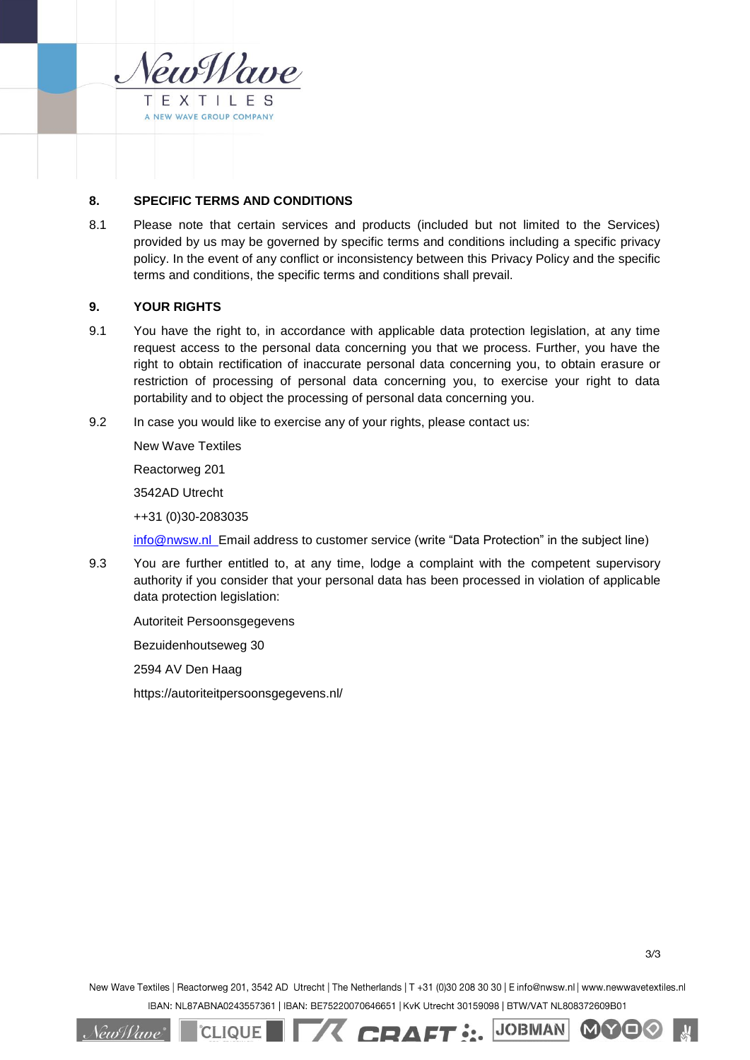## 8. SPECIFIC TERMS AND CONDITIONS

8.1 Please note that certain services and products (included but not limited to the Services) provided by us may be governed by specific terms and conditions including a specific privacy policy. In the event of any conflict or inconsistency between this Privacy Policy and the specific terms and conditions, the specific terms and conditions shall prevail.

## 9. YOUR RIGHTS

9.1 You have the right to, in accordance with applicable data protection legislation, at any time request access to the personal data concerning you that we process. Further, you have the right to obtain rectification of inaccurate personal data concerning you, to obtain erasure or restriction of processing of personal data concerning you, to exercise your right to data portability and to object the processing of personal data concerning you.

9.2 In case you would like to exercise any of your rights, please contact us:

New Wave Textiles

Reactorweg 201

3542AD Utrecht

++31 (0)30-2083035

info@nwsw.nl Email address to customer service (write "Data Protection" in the subject line)

9.3 You are further entitled to, at any time, lodge a complaint with the competent supervisory authority if you consider that your personal data has been processed in violation of applicable data protection legislation:

Autoriteit Persoonsgegevens

Bezuidenhoutseweg 30

2594 AV Den Haag

https://autoriteitpersoonsgegevens.nl/